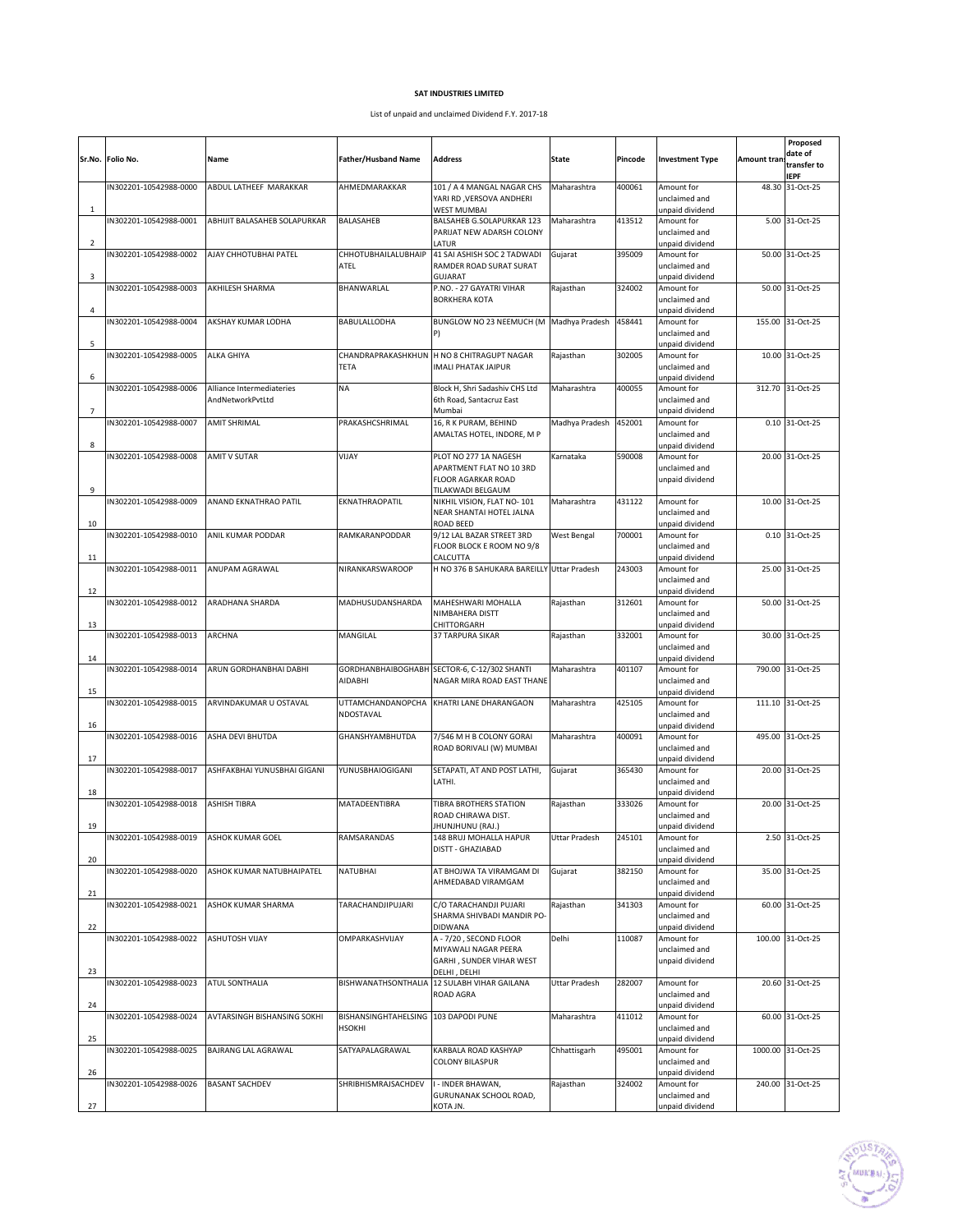**SAT INDUSTRIES LIMITED**

List of unpaid and unclaimed Dividend F.Y. 2017-18

| Sr.No. | Folio No. | Name | Father/Husband Name | Address | State | Pincode | Investment Type | Amount tran | Proposed date of transfer to IEPF |
|---|---|---|---|---|---|---|---|---|---|
| 1 | IN302201-10542988-0000 | ABDUL LATHEEF MARAKKAR | AHMEDMARAKKAR | 101 / A 4 MANGAL NAGAR CHS YARI RD ,VERSOVA ANDHERI WEST MUMBAI | Maharashtra | 400061 | Amount for unclaimed and unpaid dividend | 48.30 | 31-Oct-25 |
| 2 | IN302201-10542988-0001 | ABHIJIT BALASAHEB SOLAPURKAR | BALASAHEB | BALSAHEB G.SOLAPURKAR 123 PARIJAT NEW ADARSH COLONY LATUR | Maharashtra | 413512 | Amount for unclaimed and unpaid dividend | 5.00 | 31-Oct-25 |
| 3 | IN302201-10542988-0002 | AJAY CHHOTUBHAI PATEL | CHHOTUBHAILALUBHAIP ATEL | 41 SAI ASHISH SOC 2 TADWADI RAMDER ROAD SURAT SURAT GUJARAT | Gujarat | 395009 | Amount for unclaimed and unpaid dividend | 50.00 | 31-Oct-25 |
| 4 | IN302201-10542988-0003 | AKHILESH SHARMA | BHANWARLAL | P.NO. - 27 GAYATRI VIHAR BORKHERA KOTA | Rajasthan | 324002 | Amount for unclaimed and unpaid dividend | 50.00 | 31-Oct-25 |
| 5 | IN302201-10542988-0004 | AKSHAY KUMAR LODHA | BABULALLODHA | BUNGLOW NO 23 NEEMUCH (M P) | Madhya Pradesh | 458441 | Amount for unclaimed and unpaid dividend | 155.00 | 31-Oct-25 |
| 6 | IN302201-10542988-0005 | ALKA GHIYA | CHANDRAPRAKASHKHUN TETA | H NO 8 CHITRAGUPT NAGAR IMALI PHATAK JAIPUR | Rajasthan | 302005 | Amount for unclaimed and unpaid dividend | 10.00 | 31-Oct-25 |
| 7 | IN302201-10542988-0006 | Alliance Intermediateries AndNetworkPvtLtd | NA | Block H, Shri Sadashiv CHS Ltd 6th Road, Santacruz East Mumbai | Maharashtra | 400055 | Amount for unclaimed and unpaid dividend | 312.70 | 31-Oct-25 |
| 8 | IN302201-10542988-0007 | AMIT SHRIMAL | PRAKASHCSHRIMAL | 16, R K PURAM, BEHIND AMALTAS HOTEL, INDORE, M P | Madhya Pradesh | 452001 | Amount for unclaimed and unpaid dividend | 0.10 | 31-Oct-25 |
| 9 | IN302201-10542988-0008 | AMIT V SUTAR | VIJAY | PLOT NO 277 1A NAGESH APARTMENT FLAT NO 10 3RD FLOOR AGARKAR ROAD TILAKWADI BELGAUM | Karnataka | 590008 | Amount for unclaimed and unpaid dividend | 20.00 | 31-Oct-25 |
| 10 | IN302201-10542988-0009 | ANAND EKNATHRAO PATIL | EKNATHRAOPATIL | NIKHIL VISION, FLAT NO- 101 NEAR SHANTAI HOTEL JALNA ROAD BEED | Maharashtra | 431122 | Amount for unclaimed and unpaid dividend | 10.00 | 31-Oct-25 |
| 11 | IN302201-10542988-0010 | ANIL KUMAR PODDAR | RAMKARANPODDAR | 9/12 LAL BAZAR STREET 3RD FLOOR BLOCK E ROOM NO 9/8 CALCUTTA | West Bengal | 700001 | Amount for unclaimed and unpaid dividend | 0.10 | 31-Oct-25 |
| 12 | IN302201-10542988-0011 | ANUPAM AGRAWAL | NIRANKARSWAROOP | H NO 376 B SAHUKARA BAREILLY | Uttar Pradesh | 243003 | Amount for unclaimed and unpaid dividend | 25.00 | 31-Oct-25 |
| 13 | IN302201-10542988-0012 | ARADHANA SHARDA | MADHUSUDANSHARDA | MAHESHWARI MOHALLA NIMBAHERA DISTT CHITTORGARH | Rajasthan | 312601 | Amount for unclaimed and unpaid dividend | 50.00 | 31-Oct-25 |
| 14 | IN302201-10542988-0013 | ARCHNA | MANGILAL | 37 TARPURA SIKAR | Rajasthan | 332001 | Amount for unclaimed and unpaid dividend | 30.00 | 31-Oct-25 |
| 15 | IN302201-10542988-0014 | ARUN GORDHANBHAI DABHI | GORDHANBHAIBOGHABH AIDABHI | SECTOR-6, C-12/302 SHANTI NAGAR MIRA ROAD EAST THANE | Maharashtra | 401107 | Amount for unclaimed and unpaid dividend | 790.00 | 31-Oct-25 |
| 16 | IN302201-10542988-0015 | ARVINDAKUMAR U OSTAVAL | UTTAMCHANDANOPCHA NDOSTAVAL | KHATRI LANE DHARANGAON | Maharashtra | 425105 | Amount for unclaimed and unpaid dividend | 111.10 | 31-Oct-25 |
| 17 | IN302201-10542988-0016 | ASHA DEVI BHUTDA | GHANSHYAMBHUTDA | 7/546 M H B COLONY GORAI ROAD BORIVALI (W) MUMBAI | Maharashtra | 400091 | Amount for unclaimed and unpaid dividend | 495.00 | 31-Oct-25 |
| 18 | IN302201-10542988-0017 | ASHFAKBHAI YUNUSBHAI GIGANI | YUNUSBHAIOGIGANI | SETAPATI, AT AND POST LATHI, LATHI. | Gujarat | 365430 | Amount for unclaimed and unpaid dividend | 20.00 | 31-Oct-25 |
| 19 | IN302201-10542988-0018 | ASHISH TIBRA | MATADEENTIBRA | TIBRA BROTHERS STATION ROAD CHIRAWA DIST. JHUNJHUNU (RAJ.) | Rajasthan | 333026 | Amount for unclaimed and unpaid dividend | 20.00 | 31-Oct-25 |
| 20 | IN302201-10542988-0019 | ASHOK KUMAR GOEL | RAMSARANDAS | 148 BRIJ MOHALLA HAPUR DISTT - GHAZIABAD | Uttar Pradesh | 245101 | Amount for unclaimed and unpaid dividend | 2.50 | 31-Oct-25 |
| 21 | IN302201-10542988-0020 | ASHOK KUMAR NATUBHAIPATEL | NATUBHAI | AT BHOJWA TA VIRAMGAM DI AHMEDABAD VIRAMGAM | Gujarat | 382150 | Amount for unclaimed and unpaid dividend | 35.00 | 31-Oct-25 |
| 22 | IN302201-10542988-0021 | ASHOK KUMAR SHARMA | TARACHANDJIPUJARI | C/O TARACHANDJI PUJARI SHARMA SHIVBADI MANDIR PO-DIDWANA | Rajasthan | 341303 | Amount for unclaimed and unpaid dividend | 60.00 | 31-Oct-25 |
| 23 | IN302201-10542988-0022 | ASHUTOSH VIJAY | OMPARKASHVIJAY | A - 7/20 , SECOND FLOOR MIYAWALI NAGAR PEERA GARHI , SUNDER VIHAR WEST DELHI , DELHI | Delhi | 110087 | Amount for unclaimed and unpaid dividend | 100.00 | 31-Oct-25 |
| 24 | IN302201-10542988-0023 | ATUL SONTHALIA | BISHWANATHSONTHALIA | 12 SULABH VIHAR GAILANA ROAD AGRA | Uttar Pradesh | 282007 | Amount for unclaimed and unpaid dividend | 20.60 | 31-Oct-25 |
| 25 | IN302201-10542988-0024 | AVTARSINGH BISHANSING SOKHI | BISHANSINGHTAHELSING HSOKHI | 103 DAPODI PUNE | Maharashtra | 411012 | Amount for unclaimed and unpaid dividend | 60.00 | 31-Oct-25 |
| 26 | IN302201-10542988-0025 | BAJRANG LAL AGRAWAL | SATYAPALAGRAWAL | KARBALA ROAD KASHYAP COLONY BILASPUR | Chhattisgarh | 495001 | Amount for unclaimed and unpaid dividend | 1000.00 | 31-Oct-25 |
| 27 | IN302201-10542988-0026 | BASANT SACHDEV | SHRIBHISMRAJSACHDEV | I - INDER BHAWAN, GURUNANAK SCHOOL ROAD, KOTA JN. | Rajasthan | 324002 | Amount for unclaimed and unpaid dividend | 240.00 | 31-Oct-25 |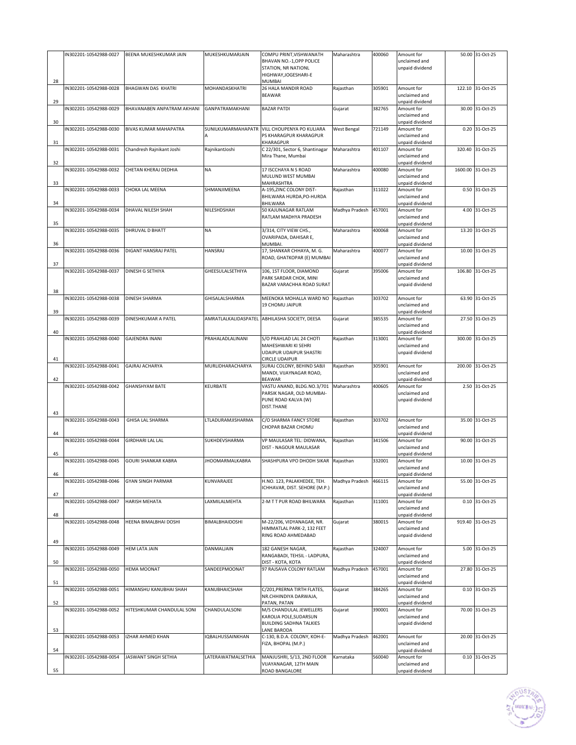| 28 | IN302201-10542988-0027 | BEENA MUKESHKUMAR JAIN | MUKESHKUMARJAIN | COMPU PRINT,VISHWANATH BHAVAN NO.-1,OPP POLICE STATION, NR NATIONL HIGHWAY,JOGESHARI-E MUMBAI | Maharashtra | 400060 | Amount for unclaimed and unpaid dividend | 50.00 | 31-Oct-25 |
|---|---|---|---|---|---|---|---|---|---|
| 29 | IN302201-10542988-0028 | BHAGWAN DAS KHATRI | MOHANDASKHATRI | 26 HALA MANDIR ROAD BEAWAR | Rajasthan | 305901 | Amount for unclaimed and unpaid dividend | 122.10 | 31-Oct-25 |
| 30 | IN302201-10542988-0029 | BHAVANABEN ANPATRAM AKHANI | GANPATRAMAKHANI | BAZAR PATDI | Gujarat | 382765 | Amount for unclaimed and unpaid dividend | 30.00 | 31-Oct-25 |
| 31 | IN302201-10542988-0030 | BIVAS KUMAR MAHAPATRA | SUNILKUMARMAHAPATRA | VILL CHOUPENYA PO KULIARA PS KHARAGPUR KHARAGPUR KHARAGPUR | West Bengal | 721149 | Amount for unclaimed and unpaid dividend | 0.20 | 31-Oct-25 |
| 32 | IN302201-10542988-0031 | Chandresh Rajnikant Joshi | RajnikantJoshi | C 22/301, Sector 6, Shantinagar Mira Thane, Mumbai | Maharashtra | 401107 | Amount for unclaimed and unpaid dividend | 320.40 | 31-Oct-25 |
| 33 | IN302201-10542988-0032 | CHETAN KHERAJ DEDHIA | NA | 17 ISCCHAYA N S ROAD MULUND WEST MUMBAI MAHRASHTRA | Maharashtra | 400080 | Amount for unclaimed and unpaid dividend | 1600.00 | 31-Oct-25 |
| 34 | IN302201-10542988-0033 | CHOKA LAL MEENA | SHMANJIMEENA | A-195,ZINC COLONY DIST-BHILWARA HURDA,PO-HURDA BHILWARA | Rajasthan | 311022 | Amount for unclaimed and unpaid dividend | 0.50 | 31-Oct-25 |
| 35 | IN302201-10542988-0034 | DHAVAL NILESH SHAH | NILESHDSHAH | 50 KAJUNAGAR RATLAM RATLAM MADHYA PRADESH | Madhya Pradesh | 457001 | Amount for unclaimed and unpaid dividend | 4.00 | 31-Oct-25 |
| 36 | IN302201-10542988-0035 | DHRUVAL D BHATT | NA | 3/314, CITY VIEW CHS., OVARIPADA, DAHISAR E, MUMBAI. | Maharashtra | 400068 | Amount for unclaimed and unpaid dividend | 13.20 | 31-Oct-25 |
| 37 | IN302201-10542988-0036 | DIGANT HANSRAJ PATEL | HANSRAJ | 17, SHANKAR CHHAYA, M. G. ROAD, GHATKOPAR (E) MUMBAI | Maharashtra | 400077 | Amount for unclaimed and unpaid dividend | 10.00 | 31-Oct-25 |
| 38 | IN302201-10542988-0037 | DINESH G SETHIYA | GHEESULALSETHIYA | 106, 1ST FLOOR, DIAMOND PARK SARDAR CHOK, MINI BAZAR VARACHHA ROAD SURAT | Gujarat | 395006 | Amount for unclaimed and unpaid dividend | 106.80 | 31-Oct-25 |
| 39 | IN302201-10542988-0038 | DINESH SHARMA | GHISALALSHARMA | MEENOKA MOHALLA WARD NO 19 CHOMU JAIPUR | Rajasthan | 303702 | Amount for unclaimed and unpaid dividend | 63.90 | 31-Oct-25 |
| 40 | IN302201-10542988-0039 | DINESHKUMAR A PATEL | AMRATLALKALIDASPATEL | ABHILASHA SOCIETY, DEESA | Gujarat | 385535 | Amount for unclaimed and unpaid dividend | 27.50 | 31-Oct-25 |
| 41 | IN302201-10542988-0040 | GAJENDRA INANI | PRAHALADLALINANI | S/O PRAHLAD LAL 24 CHOTI MAHESHWARI KI SEHRI UDAIPUR UDAIPUR SHASTRI CIRCLE UDAIPUR | Rajasthan | 313001 | Amount for unclaimed and unpaid dividend | 300.00 | 31-Oct-25 |
| 42 | IN302201-10542988-0041 | GAJRAJ ACHARYA | MURLIDHARACHARYA | SURAJ COLONY, BEHIND SABJI MANDI, VIJAYNAGAR ROAD, BEAWAR | Rajasthan | 305901 | Amount for unclaimed and unpaid dividend | 200.00 | 31-Oct-25 |
| 43 | IN302201-10542988-0042 | GHANSHYAM BATE | KEURBATE | VASTU ANAND, BLDG.NO.3/701 PARSIK NAGAR, OLD MUMBAI-PUNE ROAD KALVA (W) DIST.THANE | Maharashtra | 400605 | Amount for unclaimed and unpaid dividend | 2.50 | 31-Oct-25 |
| 44 | IN302201-10542988-0043 | GHISA LAL SHARMA | LTLADURAMJISHARMA | C/O SHARMA FANCY STORE CHOPAR BAZAR CHOMU | Rajasthan | 303702 | Amount for unclaimed and unpaid dividend | 35.00 | 31-Oct-25 |
| 45 | IN302201-10542988-0044 | GIRDHARI LAL LAL | SUKHDEVSHARMA | VP MAULASAR TEL: DIDWANA, DIST - NAGOUR MAULASAR | Rajasthan | 341506 | Amount for unclaimed and unpaid dividend | 90.00 | 31-Oct-25 |
| 46 | IN302201-10542988-0045 | GOURI SHANKAR KABRA | JHOOMARMALKABRA | SHASHPURA VPO DHODH SIKAR | Rajasthan | 332001 | Amount for unclaimed and unpaid dividend | 10.00 | 31-Oct-25 |
| 47 | IN302201-10542988-0046 | GYAN SINGH PARMAR | KUNVARAJEE | H.NO. 123, PALAKHEDEE, TEH. ICHHAVAR, DIST. SEHORE (M.P.) | Madhya Pradesh | 466115 | Amount for unclaimed and unpaid dividend | 55.00 | 31-Oct-25 |
| 48 | IN302201-10542988-0047 | HARISH MEHATA | LAXMILALMEHTA | 2-M T T PUR ROAD BHILWARA | Rajasthan | 311001 | Amount for unclaimed and unpaid dividend | 0.10 | 31-Oct-25 |
| 49 | IN302201-10542988-0048 | HEENA BIMALBHAI DOSHI | BIMALBHAIDOSHI | M-22/206, VIDYANAGAR, NR. HIMMATLAL PARK-2, 132 FEET RING ROAD AHMEDABAD | Gujarat | 380015 | Amount for unclaimed and unpaid dividend | 919.40 | 31-Oct-25 |
| 50 | IN302201-10542988-0049 | HEM LATA JAIN | DANMALJAIN | 182 GANESH NAGAR, RANGABADI, TEHSIL - LADPURA, DIST - KOTA, KOTA | Rajasthan | 324007 | Amount for unclaimed and unpaid dividend | 5.00 | 31-Oct-25 |
| 51 | IN302201-10542988-0050 | HEMA MOONAT | SANDEEPMOONAT | 97 RAJSAVA COLONY RATLAM | Madhya Pradesh | 457001 | Amount for unclaimed and unpaid dividend | 27.80 | 31-Oct-25 |
| 52 | IN302201-10542988-0051 | HIMANSHU KANUBHAI SHAH | KANUBHAICSHAH | C/201,PRERNA TIRTH FLATES, NR.CHHINDIYA DARWAJA, PATAN, PATAN | Gujarat | 384265 | Amount for unclaimed and unpaid dividend | 0.10 | 31-Oct-25 |
| 53 | IN302201-10542988-0052 | HITESHKUMAR CHANDULAL SONI | CHANDULALSONI | M/S CHANDULAL JEWELLERS KAROLIA POLE,SUDARSUN BUILDING SADHNA TALKIES LANE BARODA | Gujarat | 390001 | Amount for unclaimed and unpaid dividend | 70.00 | 31-Oct-25 |
| 54 | IN302201-10542988-0053 | IZHAR AHMED KHAN | IQBALHUSSAINKHAN | C-130, B.D.A. COLONY, KOH-E-FIZA, BHOPAL (M.P.) | Madhya Pradesh | 462001 | Amount for unclaimed and unpaid dividend | 20.00 | 31-Oct-25 |
| 55 | IN302201-10542988-0054 | JASWANT SINGH SETHIA | LATERAWATMALSETHIA | MANJUSHRI, 5/13, 2ND FLOOR VIJAYANAGAR, 12TH MAIN ROAD BANGALORE | Karnataka | 560040 | Amount for unclaimed and unpaid dividend | 0.10 | 31-Oct-25 |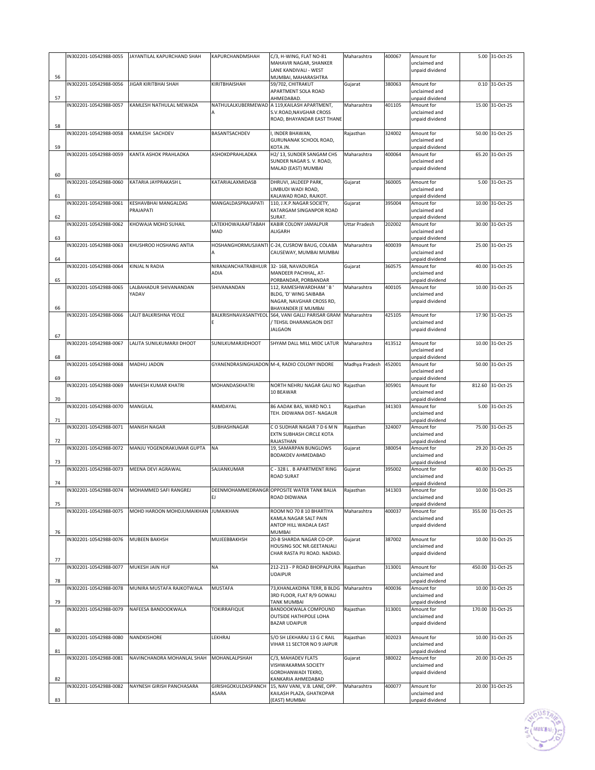| | | | | | | | | | |
|---|---|---|---|---|---|---|---|---|---|
| 56 | IN302201-10542988-0055 | JAYANTILAL KAPURCHAND SHAH | KAPURCHANDMSHAH | C/3, H-WING, FLAT NO-81 MAHAVIR NAGAR, SHANKER LANE KANDIVALI - WEST MUMBAI, MAHARASHTRA | Maharashtra | 400067 | Amount for unclaimed and unpaid dividend | 5.00 | 31-Oct-25 |
| 57 | IN302201-10542988-0056 | JIGAR KIRITBHAI SHAH | KIRITBHAISHAH | 59/702, CHITRAKUT APARTMENT SOLA ROAD AHMEDABAD. | Gujarat | 380063 | Amount for unclaimed and unpaid dividend | 0.10 | 31-Oct-25 |
| 58 | IN302201-10542988-0057 | KAMLESH NATHULAL MEWADA | NATHULALKUBERMEWADA | A 119,KAILASH APARTMENT, S.V.ROAD,NAVGHAR CROSS ROAD, BHAYANDAR EAST THANE | Maharashtra | 401105 | Amount for unclaimed and unpaid dividend | 15.00 | 31-Oct-25 |
| 59 | IN302201-10542988-0058 | KAMLESH SACHDEV | BASANTSACHDEV | I, INDER BHAWAN, GURUNANAK SCHOOL ROAD, KOTA JN. | Rajasthan | 324002 | Amount for unclaimed and unpaid dividend | 50.00 | 31-Oct-25 |
| 60 | IN302201-10542988-0059 | KANTA ASHOK PRAHLADKA | ASHOKDPRAHLADKA | H2/ 13, SUNDER SANGAM CHS SUNDER NAGAR S. V. ROAD, MALAD (EAST) MUMBAI | Maharashtra | 400064 | Amount for unclaimed and unpaid dividend | 65.20 | 31-Oct-25 |
| 61 | IN302201-10542988-0060 | KATARIA JAYPRAKASH L | KATARIALAXMIDASB | DHRUVI, JALDEEP PARK, LIMBUDI WADI ROAD, KALAWAD ROAD, RAJKOT. | Gujarat | 360005 | Amount for unclaimed and unpaid dividend | 5.00 | 31-Oct-25 |
| 62 | IN302201-10542988-0061 | KESHAVBHAI MANGALDAS PRAJAPATI | MANGALDASPRAJAPATI | 110, J.K.P.NAGAR SOCIETY, KATARGAM SINGANPOR ROAD SURAT. | Gujarat | 395004 | Amount for unclaimed and unpaid dividend | 10.00 | 31-Oct-25 |
| 63 | IN302201-10542988-0062 | KHOWAJA MOHD SUHAIL | LATEKHOWAJAAFTABAHMAD | KABIR COLONY JAMALPUR ALIGARH | Uttar Pradesh | 202002 | Amount for unclaimed and unpaid dividend | 30.00 | 31-Oct-25 |
| 64 | IN302201-10542988-0063 | KHUSHROO HOSHANG ANTIA | HOSHANGHORMUSJIANTIA | C-24, CUSROW BAUG, COLABA CAUSEWAY, MUMBAI MUMBAI | Maharashtra | 400039 | Amount for unclaimed and unpaid dividend | 25.00 | 31-Oct-25 |
| 65 | IN302201-10542988-0064 | KINJAL N RADIA | NIRANJANCHATRABHUJRADIA | 32- 168, NAVADURGA MANDEER PACHHAL, AT-PORBANDAR, PORBANDAR | Gujarat | 360575 | Amount for unclaimed and unpaid dividend | 40.00 | 31-Oct-25 |
| 66 | IN302201-10542988-0065 | LALBAHADUR SHIVANANDAN YADAV | SHIVANANDAN | 112, RAMESHWARDHAM ' B ' BLDG, 'D' WING SAIBABA NAGAR, NAVGHAR CROSS RD, BHAYANDER (E MUMBAI | Maharashtra | 400105 | Amount for unclaimed and unpaid dividend | 10.00 | 31-Oct-25 |
| 67 | IN302201-10542988-0066 | LALIT BALKRISHNA YEOLE | BALKRISHNAVASANTYEOLE | 564, VANI GALLI PARISAR GRAM / TEHSIL DHARANGAON DIST JALGAON | Maharashtra | 425105 | Amount for unclaimed and unpaid dividend | 17.90 | 31-Oct-25 |
| 68 | IN302201-10542988-0067 | LALITA SUNILKUMARJI DHOOT | SUNILKUMARJIDHOOT | SHYAM DALL MILL MIDC LATUR | Maharashtra | 413512 | Amount for unclaimed and unpaid dividend | 10.00 | 31-Oct-25 |
| 69 | IN302201-10542988-0068 | MADHU JADON | GYANENDRASINGHJADON | M-4, RADIO COLONY INDORE | Madhya Pradesh | 452001 | Amount for unclaimed and unpaid dividend | 50.00 | 31-Oct-25 |
| 70 | IN302201-10542988-0069 | MAHESH KUMAR KHATRI | MOHANDASKHATRI | NORTH NEHRU NAGAR GALI NO 10 BEAWAR | Rajasthan | 305901 | Amount for unclaimed and unpaid dividend | 812.60 | 31-Oct-25 |
| 71 | IN302201-10542988-0070 | MANGILAL | RAMDAYAL | 86 AADAK BAS, WARD NO.1 TEH. DIDWANA DIST- NAGAUR | Rajasthan | 341303 | Amount for unclaimed and unpaid dividend | 5.00 | 31-Oct-25 |
| 72 | IN302201-10542988-0071 | MANISH NAGAR | SUBHASHNAGAR | C O SUDHAR NAGAR 7 D 6 M N EXTN SUBHASH CIRCLE KOTA RAJASTHAN | Rajasthan | 324007 | Amount for unclaimed and unpaid dividend | 75.00 | 31-Oct-25 |
| 73 | IN302201-10542988-0072 | MANJU YOGENDRAKUMAR GUPTA | NA | 19, SAMARPAN BUNGLOWS BODAKDEV AHMEDABAD | Gujarat | 380054 | Amount for unclaimed and unpaid dividend | 29.20 | 31-Oct-25 |
| 74 | IN302201-10542988-0073 | MEENA DEVI AGRAWAL | SAJJANKUMAR | C - 328 L . B APARTMENT RING ROAD SURAT | Gujarat | 395002 | Amount for unclaimed and unpaid dividend | 40.00 | 31-Oct-25 |
| 75 | IN302201-10542988-0074 | MOHAMMED SAFI RANGREJ | DEENMOHAMMEDRANGREJ | OPPOSITE WATER TANK BALIA ROAD DIDWANA | Rajasthan | 341303 | Amount for unclaimed and unpaid dividend | 10.00 | 31-Oct-25 |
| 76 | IN302201-10542988-0075 | MOHD HAROON MOHDJUMAIKHAN | JUMAIKHAN | ROOM NO 70 8 10 BHARTIYA KAMLA NAGAR SALT PAIN ANTOP HILL WADALA EAST MUMBAI | Maharashtra | 400037 | Amount for unclaimed and unpaid dividend | 355.00 | 31-Oct-25 |
| 77 | IN302201-10542988-0076 | MUBEEN BAKHSH | MUJEEBBAKHSH | 20-B SHARDA NAGAR CO-OP. HOUSING SOC NR.GEETANJALI CHAR RASTA PIJ ROAD. NADIAD. | Gujarat | 387002 | Amount for unclaimed and unpaid dividend | 10.00 | 31-Oct-25 |
| 78 | IN302201-10542988-0077 | MUKESH JAIN HUF | NA | 212-213 - P ROAD BHOPALPURA UDAIPUR | Rajasthan | 313001 | Amount for unclaimed and unpaid dividend | 450.00 | 31-Oct-25 |
| 79 | IN302201-10542988-0078 | MUNIRA MUSTAFA RAJKOTWALA | MUSTAFA | 73,KHANLAKDINA TERR, B BLDG 3RD FLOOR, FLAT R/9 GOWALI TANK MUMBAI | Maharashtra | 400036 | Amount for unclaimed and unpaid dividend | 10.00 | 31-Oct-25 |
| 80 | IN302201-10542988-0079 | NAFEESA BANDOOKWALA | TOKIRRAFIQUE | BANDOOKWALA COMPOUND OUTSIDE HATHIPOLE LOHA BAZAR UDAIPUR | Rajasthan | 313001 | Amount for unclaimed and unpaid dividend | 170.00 | 31-Oct-25 |
| 81 | IN302201-10542988-0080 | NANDKISHORE | LEKHRAJ | S/O SH LEKHARAJ 13 G C RAIL VIHAR 11 SECTOR NO 9 JAIPUR | Rajasthan | 302023 | Amount for unclaimed and unpaid dividend | 10.00 | 31-Oct-25 |
| 82 | IN302201-10542988-0081 | NAVINCHANDRA MOHANLAL SHAH | MOHANLALPSHAH | C/3, MAHADEV FLATS VISHWAKARMA SOCIETY GORDHANWADI TEKRO, KANKARIA AHMEDABAD | Gujarat | 380022 | Amount for unclaimed and unpaid dividend | 20.00 | 31-Oct-25 |
| 83 | IN302201-10542988-0082 | NAYNESH GIRISH PANCHASARA | GIRISHGOKULDASPANCHASARA | 15, NAV VANI, V.B. LANE, OPP. KAILASH PLAZA, GHATKOPAR (EAST) MUMBAI | Maharashtra | 400077 | Amount for unclaimed and unpaid dividend | 20.00 | 31-Oct-25 |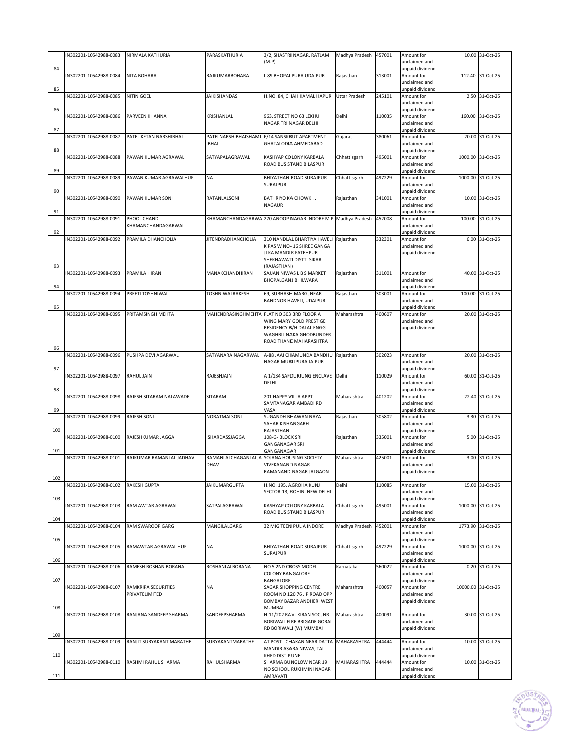| 84 | IN302201-10542988-0083 | NIRMALA KATHURIA | PARASKATHURIA | 3/2, SHASTRI NAGAR, RATLAM (M.P) | Madhya Pradesh | 457001 | Amount for unclaimed and unpaid dividend | 10.00 | 31-Oct-25 |
|---|---|---|---|---|---|---|---|---|---|
| 85 | IN302201-10542988-0084 | NITA BOHARA | RAJKUMARBOHARA | L 89 BHOPALPURA UDAIPUR | Rajasthan | 313001 | Amount for unclaimed and unpaid dividend | 112.40 | 31-Oct-25 |
| 86 | IN302201-10542988-0085 | NITIN GOEL | JAIKISHANDAS | H.NO. 84, CHAH KAMAL HAPUR | Uttar Pradesh | 245101 | Amount for unclaimed and unpaid dividend | 2.50 | 31-Oct-25 |
| 87 | IN302201-10542988-0086 | PARVEEN KHANNA | KRISHANLAL | 963, STREET NO 63 LEKHU NAGAR TRI NAGAR DELHI | Delhi | 110035 | Amount for unclaimed and unpaid dividend | 160.00 | 31-Oct-25 |
| 88 | IN302201-10542988-0087 | PATEL KETAN NARSHIBHAI | PATELNARSHIBHAISHAMJIBHAI | F/14 SANSKRUT APARTMENT GHATALODIA AHMEDABAD | Gujarat | 380061 | Amount for unclaimed and unpaid dividend | 20.00 | 31-Oct-25 |
| 89 | IN302201-10542988-0088 | PAWAN KUMAR AGRAWAL | SATYAPALAGRAWAL | KASHYAP COLONY KARBALA ROAD BUS STAND BILASPUR | Chhattisgarh | 495001 | Amount for unclaimed and unpaid dividend | 1000.00 | 31-Oct-25 |
| 90 | IN302201-10542988-0089 | PAWAN KUMAR AGRAWALHUF | NA | BHIYATHAN ROAD SURAJPUR SURAJPUR | Chhattisgarh | 497229 | Amount for unclaimed and unpaid dividend | 1000.00 | 31-Oct-25 |
| 91 | IN302201-10542988-0090 | PAWAN KUMAR SONI | RATANLALSONI | BATHRIYO KA CHOWK . . NAGAUR | Rajasthan | 341001 | Amount for unclaimed and unpaid dividend | 10.00 | 31-Oct-25 |
| 92 | IN302201-10542988-0091 | PHOOL CHAND KHAMANCHANDAGARWAL | KHAMANCHANDAGARWAL | 270 ANOOP NAGAR INDORE M P | Madhya Pradesh | 452008 | Amount for unclaimed and unpaid dividend | 100.00 | 31-Oct-25 |
| 93 | IN302201-10542988-0092 | PRAMILA DHANCHOLIA | JITENDRADHANCHOLIA | 310 NANDLAL BHARTIYA HAVELI K PAS W NO- 16 SHREE GANGA JI KA MANDIR FATEHPUR SHEKHAWATI DISTT- SIKAR (RAJASTHAN) | Rajasthan | 332301 | Amount for unclaimed and unpaid dividend | 6.00 | 31-Oct-25 |
| 94 | IN302201-10542988-0093 | PRAMILA HIRAN | MANAKCHANDHIRAN | SAJJAN NIWAS L B S MARKET BHOPALGANJ BHILWARA | Rajasthan | 311001 | Amount for unclaimed and unpaid dividend | 40.00 | 31-Oct-25 |
| 95 | IN302201-10542988-0094 | PREETI TOSHNIWAL | TOSHNIWALRAKESH | 69, SUBHASH MARG, NEAR BANDNOR HAVELI, UDAIPUR | Rajasthan | 303001 | Amount for unclaimed and unpaid dividend | 100.00 | 31-Oct-25 |
| 96 | IN302201-10542988-0095 | PRITAMSINGH MEHTA | MAHENDRASINGHMEHTA | FLAT NO 303 3RD FLOOR A WING MARY GOLD PRESTIGE RESIDENCY B/H DALAL ENGG WAGHBIL NAKA GHODBUNDER ROAD THANE MAHARASHTRA | Maharashtra | 400607 | Amount for unclaimed and unpaid dividend | 20.00 | 31-Oct-25 |
| 97 | IN302201-10542988-0096 | PUSHPA DEVI AGARWAL | SATYANARAINAGARWAL | A-88 JAAI CHAMUNDA BANDHU NAGAR MURLIPURA JAIPUR | Rajasthan | 302023 | Amount for unclaimed and unpaid dividend | 20.00 | 31-Oct-25 |
| 98 | IN302201-10542988-0097 | RAHUL JAIN | RAJESHJAIN | A 1/134 SAFDURJUNG ENCLAVE DELHI | Delhi | 110029 | Amount for unclaimed and unpaid dividend | 60.00 | 31-Oct-25 |
| 99 | IN302201-10542988-0098 | RAJESH SITARAM NALAWADE | SITARAM | 201 HAPPY VILLA APPT SAMTANAGAR AMBADI RD VASAI | Maharashtra | 401202 | Amount for unclaimed and unpaid dividend | 22.40 | 31-Oct-25 |
| 100 | IN302201-10542988-0099 | RAJESH SONI | NORATMALSONI | SUGANDH BHAWAN NAYA SAHAR KISHANGARH RAJASTHAN | Rajasthan | 305802 | Amount for unclaimed and unpaid dividend | 3.30 | 31-Oct-25 |
| 101 | IN302201-10542988-0100 | RAJESHKUMAR JAGGA | ISHARDASSJAGGA | 108-G- BLOCK SRI GANGANAGAR SRI GANGANAGAR | Rajasthan | 335001 | Amount for unclaimed and unpaid dividend | 5.00 | 31-Oct-25 |
| 102 | IN302201-10542988-0101 | RAJKUMAR RAMANLAL JADHAV | RAMANLALCHAGANLALJADHAV | YOJANA HOUSING SOCIETY VIVEKANAND NAGAR RAMANAND NAGAR JALGAON | Maharashtra | 425001 | Amount for unclaimed and unpaid dividend | 3.00 | 31-Oct-25 |
| 103 | IN302201-10542988-0102 | RAKESH GUPTA | JAIKUMARGUPTA | H.NO. 195, AGROHA KUNJ SECTOR-13, ROHINI NEW DELHI | Delhi | 110085 | Amount for unclaimed and unpaid dividend | 15.00 | 31-Oct-25 |
| 104 | IN302201-10542988-0103 | RAM AWTAR AGRAWAL | SATPALAGRAWAL | KASHYAP COLONY KARBALA ROAD BUS STAND BILASPUR | Chhattisgarh | 495001 | Amount for unclaimed and unpaid dividend | 1000.00 | 31-Oct-25 |
| 105 | IN302201-10542988-0104 | RAM SWAROOP GARG | MANGILALGARG | 32 MIG TEEN PULIA INDORE | Madhya Pradesh | 452001 | Amount for unclaimed and unpaid dividend | 1773.90 | 31-Oct-25 |
| 106 | IN302201-10542988-0105 | RAMAWTAR AGRAWAL HUF | NA | BHIYATHAN ROAD SURAJPUR SURAJPUR | Chhattisgarh | 497229 | Amount for unclaimed and unpaid dividend | 1000.00 | 31-Oct-25 |
| 107 | IN302201-10542988-0106 | RAMESH ROSHAN BORANA | ROSHANLALBORANA | NO 5 2ND CROSS MODEL COLONY BANGALORE BANGALORE | Karnataka | 560022 | Amount for unclaimed and unpaid dividend | 0.20 | 31-Oct-25 |
| 108 | IN302201-10542988-0107 | RAMKRIPA SECURITIES PRIVATELIMITED | NA | SAGAR SHOPPING CENTRE ROOM NO 120 76 J P ROAD OPP BOMBAY BAZAR ANDHERI WEST MUMBAI | Maharashtra | 400057 | Amount for unclaimed and unpaid dividend | 10000.00 | 31-Oct-25 |
| 109 | IN302201-10542988-0108 | RANJANA SANDEEP SHARMA | SANDEEPSHARMA | H-11/202 RAVI-KIRAN SOC, NR BORIWALI FIRE BRIGADE GORAI RD BORIWALI (W) MUMBAI | Maharashtra | 400091 | Amount for unclaimed and unpaid dividend | 30.00 | 31-Oct-25 |
| 110 | IN302201-10542988-0109 | RANJIT SURYAKANT MARATHE | SURYAKANTMARATHE | AT POST - CHAKAN NEAR DATTA MANDIR ASARA NIWAS, TAL-KHED DIST-PUNE | MAHARASHTRA | 444444 | Amount for unclaimed and unpaid dividend | 10.00 | 31-Oct-25 |
| 111 | IN302201-10542988-0110 | RASHMI RAHUL SHARMA | RAHULSHARMA | SHARMA BUNGLOW NEAR 19 NO SCHOOL RUKHMINI NAGAR AMRAVATI | MAHARASHTRA | 444444 | Amount for unclaimed and unpaid dividend | 10.00 | 31-Oct-25 |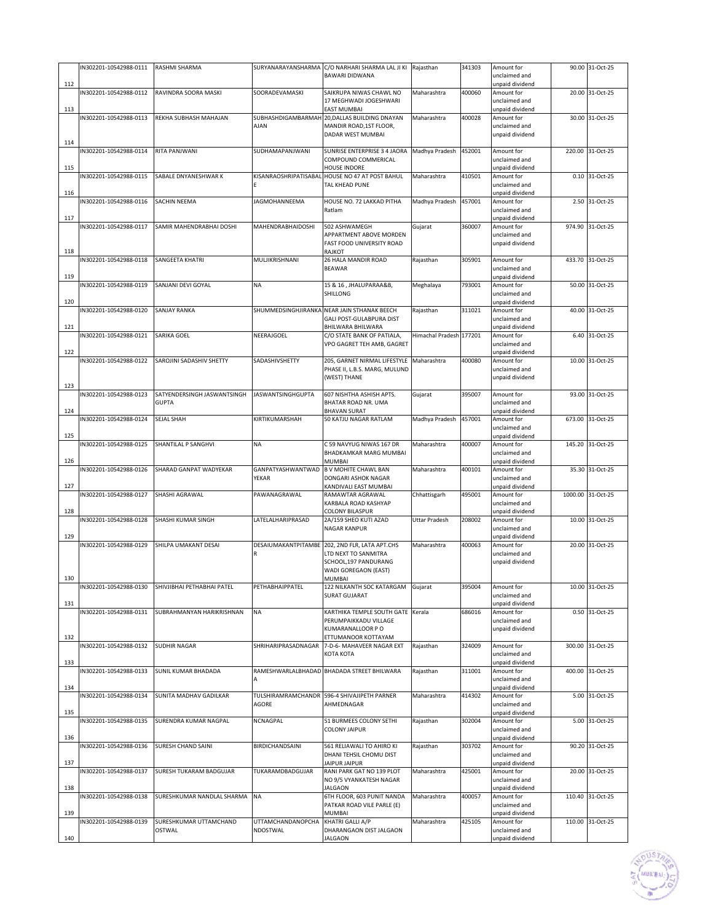| | | | | | | | | | |
|---|---|---|---|---|---|---|---|---|---|
| 112 | IN302201-10542988-0111 | RASHMI SHARMA | SURYANARAYANSHARMA | C/O NARHARI SHARMA LAL JI KI BAWARI DIDWANA | Rajasthan | 341303 | Amount for unclaimed and unpaid dividend | 90.00 | 31-Oct-25 |
| 113 | IN302201-10542988-0112 | RAVINDRA SOORA MASKI | SOORADEVAMASKI | SAIKRUPA NIWAS CHAWL NO 17 MEGHWADI JOGESHWARI EAST MUMBAI | Maharashtra | 400060 | Amount for unclaimed and unpaid dividend | 20.00 | 31-Oct-25 |
| 114 | IN302201-10542988-0113 | REKHA SUBHASH MAHAJAN | SUBHASHDIGAMBARMAHAJAN | 20,DALLAS BUILDING DNAYAN MANDIR ROAD,1ST FLOOR, DADAR WEST MUMBAI | Maharashtra | 400028 | Amount for unclaimed and unpaid dividend | 30.00 | 31-Oct-25 |
| 115 | IN302201-10542988-0114 | RITA PANJWANI | SUDHAMAPANJWANI | SUNRISE ENTERPRISE 3 4 JAORA COMPOUND COMMERICAL HOUSE INDORE | Madhya Pradesh | 452001 | Amount for unclaimed and unpaid dividend | 220.00 | 31-Oct-25 |
| 116 | IN302201-10542988-0115 | SABALE DNYANESHWAR K | KISANRAOSHRIPATISABALE | HOUSE NO 47 AT POST BAHUL TAL KHEAD PUNE | Maharashtra | 410501 | Amount for unclaimed and unpaid dividend | 0.10 | 31-Oct-25 |
| 117 | IN302201-10542988-0116 | SACHIN NEEMA | JAGMOHANNEEMA | HOUSE NO. 72 LAKKAD PITHA Ratlam | Madhya Pradesh | 457001 | Amount for unclaimed and unpaid dividend | 2.50 | 31-Oct-25 |
| 118 | IN302201-10542988-0117 | SAMIR MAHENDRABHAI DOSHI | MAHENDRABHAIDOSHI | 502 ASHWAMEGH APPARTMENT ABOVE MORDEN FAST FOOD UNIVERSITY ROAD RAJKOT | Gujarat | 360007 | Amount for unclaimed and unpaid dividend | 974.90 | 31-Oct-25 |
| 119 | IN302201-10542988-0118 | SANGEETA KHATRI | MULJIKRISHNANI | 26 HALA MANDIR ROAD BEAWAR | Rajasthan | 305901 | Amount for unclaimed and unpaid dividend | 433.70 | 31-Oct-25 |
| 120 | IN302201-10542988-0119 | SANJANI DEVI GOYAL | NA | 15 & 16 , JHALUPARAA&B, SHILLONG | Meghalaya | 793001 | Amount for unclaimed and unpaid dividend | 50.00 | 31-Oct-25 |
| 121 | IN302201-10542988-0120 | SANJAY RANKA | SHUMMEDSINGHJIRANKA | NEAR JAIN STHANAK BEECH GALI POST-GULABPURA DIST BHILWARA BHILWARA | Rajasthan | 311021 | Amount for unclaimed and unpaid dividend | 40.00 | 31-Oct-25 |
| 122 | IN302201-10542988-0121 | SARIKA GOEL | NEERAJGOEL | C/O STATE BANK OF PATIALA, VPO GAGRET TEH AMB, GAGRET | Himachal Pradesh | 177201 | Amount for unclaimed and unpaid dividend | 6.40 | 31-Oct-25 |
| 123 | IN302201-10542988-0122 | SAROJINI SADASHIV SHETTY | SADASHIVSHETTY | 205, GARNET NIRMAL LIFESTYLE PHASE II, L.B.S. MARG, MULUND (WEST) THANE | Maharashtra | 400080 | Amount for unclaimed and unpaid dividend | 10.00 | 31-Oct-25 |
| 124 | IN302201-10542988-0123 | SATYENDERSINGH JASWANTSINGH GUPTA | JASWANTSINGHGUPTA | 607 NISHTHA ASHISH APTS. BHATAR ROAD NR. UMA BHAVAN SURAT | Gujarat | 395007 | Amount for unclaimed and unpaid dividend | 93.00 | 31-Oct-25 |
| 125 | IN302201-10542988-0124 | SEJAL SHAH | KIRTIKUMARSHAH | 50 KATJU NAGAR RATLAM | Madhya Pradesh | 457001 | Amount for unclaimed and unpaid dividend | 673.00 | 31-Oct-25 |
| 126 | IN302201-10542988-0125 | SHANTILAL P SANGHVI | NA | C 59 NAVYUG NIWAS 167 DR BHADKAMKAR MARG MUMBAI MUMBAI | Maharashtra | 400007 | Amount for unclaimed and unpaid dividend | 145.20 | 31-Oct-25 |
| 127 | IN302201-10542988-0126 | SHARAD GANPAT WADYEKAR | GANPATYASHWANTWADYEKAR | B V MOHITE CHAWL BAN DONGARI ASHOK NAGAR KANDIVALI EAST MUMBAI | Maharashtra | 400101 | Amount for unclaimed and unpaid dividend | 35.30 | 31-Oct-25 |
| 128 | IN302201-10542988-0127 | SHASHI AGRAWAL | PAWANAGRAWAL | RAMAWTAR AGRAWAL KARBALA ROAD KASHYAP COLONY BILASPUR | Chhattisgarh | 495001 | Amount for unclaimed and unpaid dividend | 1000.00 | 31-Oct-25 |
| 129 | IN302201-10542988-0128 | SHASHI KUMAR SINGH | LATELALHARIPRASAD | 2A/159 SHEO KUTI AZAD NAGAR KANPUR | Uttar Pradesh | 208002 | Amount for unclaimed and unpaid dividend | 10.00 | 31-Oct-25 |
| 130 | IN302201-10542988-0129 | SHILPA UMAKANT DESAI | DESAIUMAKANTPITAMBER | 202, 2ND FLR, LATA APT.CHS LTD NEXT TO SANMITRA SCHOOL,197 PANDURANG WADI GOREGAON (EAST) MUMBAI | Maharashtra | 400063 | Amount for unclaimed and unpaid dividend | 20.00 | 31-Oct-25 |
| 131 | IN302201-10542988-0130 | SHIVJIBHAI PETHABHAI PATEL | PETHABHAIPPATEL | 122 NILKANTH SOC KATARGAM SURAT GUJARAT | Gujarat | 395004 | Amount for unclaimed and unpaid dividend | 10.00 | 31-Oct-25 |
| 132 | IN302201-10542988-0131 | SUBRAHMANYAN HARIKRISHNAN | NA | KARTHIKA TEMPLE SOUTH GATE PERUMPAIKKADU VILLAGE KUMARANALLOOR P O ETTUMANOOR KOTTAYAM | Kerala | 686016 | Amount for unclaimed and unpaid dividend | 0.50 | 31-Oct-25 |
| 133 | IN302201-10542988-0132 | SUDHIR NAGAR | SHRIHARIPRASADNAGAR | 7-D-6- MAHAVEER NAGAR EXT KOTA KOTA | Rajasthan | 324009 | Amount for unclaimed and unpaid dividend | 300.00 | 31-Oct-25 |
| 134 | IN302201-10542988-0133 | SUNIL KUMAR BHADADA | RAMESHWARLALBHADADA | BHADADA STREET BHILWARA | Rajasthan | 311001 | Amount for unclaimed and unpaid dividend | 400.00 | 31-Oct-25 |
| 135 | IN302201-10542988-0134 | SUNITA MADHAV GADILKAR | TULSHIRAMRAMCHANDRAGORE | 596-4 SHIVAJIPETH PARNER AHMEDNAGAR | Maharashtra | 414302 | Amount for unclaimed and unpaid dividend | 5.00 | 31-Oct-25 |
| 136 | IN302201-10542988-0135 | SURENDRA KUMAR NAGPAL | NCNAGPAL | 51 BURMEES COLONY SETHI COLONY JAIPUR | Rajasthan | 302004 | Amount for unclaimed and unpaid dividend | 5.00 | 31-Oct-25 |
| 137 | IN302201-10542988-0136 | SURESH CHAND SAINI | BIRDICHANDSAINI | 561 RELIAWALI TO AHIRO KI DHANI TEHSIL CHOMU DIST JAIPUR JAIPUR | Rajasthan | 303702 | Amount for unclaimed and unpaid dividend | 90.20 | 31-Oct-25 |
| 138 | IN302201-10542988-0137 | SURESH TUKARAM BADGUJAR | TUKARAMDBADGUJAR | RANI PARK GAT NO 139 PLOT NO 9/5 VYANKATESH NAGAR JALGAON | Maharashtra | 425001 | Amount for unclaimed and unpaid dividend | 20.00 | 31-Oct-25 |
| 139 | IN302201-10542988-0138 | SURESHKUMAR NANDLAL SHARMA | NA | 6TH FLOOR, 603 PUNIT NANDA PATKAR ROAD VILE PARLE (E) MUMBAI | Maharashtra | 400057 | Amount for unclaimed and unpaid dividend | 110.40 | 31-Oct-25 |
| 140 | IN302201-10542988-0139 | SURESHKUMAR UTTAMCHAND OSTWAL | UTTAMCHANDANOPCHANDOSTWAL | KHATRI GALLI A/P DHARANGAON DIST JALGAON JALGAON | Maharashtra | 425105 | Amount for unclaimed and unpaid dividend | 110.00 | 31-Oct-25 |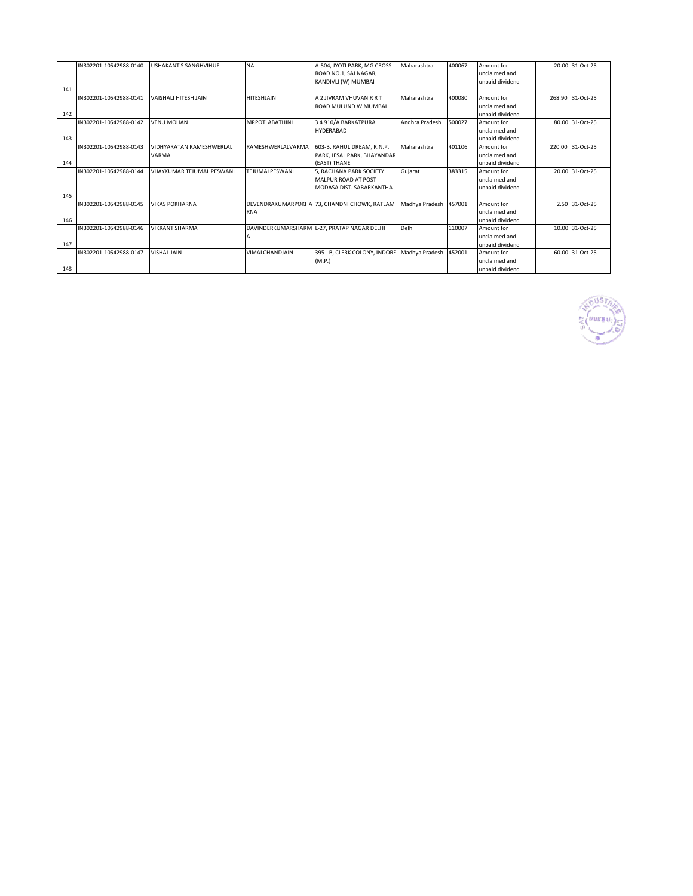| | | | | | | | | | |
|---|---|---|---|---|---|---|---|---|---|
| 141 | IN302201-10542988-0140 | USHAKANT S SANGHVIHUF | NA | A-504, JYOTI PARK, MG CROSS ROAD NO.1, SAI NAGAR, KANDIVLI (W) MUMBAI | Maharashtra | 400067 | Amount for unclaimed and unpaid dividend | 20.00 | 31-Oct-25 |
| 142 | IN302201-10542988-0141 | VAISHALI HITESH JAIN | HITESHJAIN | A 2 JIVRAM VHUVAN R R T ROAD MULUND W MUMBAI | Maharashtra | 400080 | Amount for unclaimed and unpaid dividend | 268.90 | 31-Oct-25 |
| 143 | IN302201-10542988-0142 | VENU MOHAN | MRPOTLABATHINI | 3 4 910/A BARKATPURA HYDERABAD | Andhra Pradesh | 500027 | Amount for unclaimed and unpaid dividend | 80.00 | 31-Oct-25 |
| 144 | IN302201-10542988-0143 | VIDHYARATAN RAMESHWERLAL VARMA | RAMESHWERLALVARMA | 603-B, RAHUL DREAM, R.N.P. PARK, JESAL PARK, BHAYANDAR (EAST) THANE | Maharashtra | 401106 | Amount for unclaimed and unpaid dividend | 220.00 | 31-Oct-25 |
| 145 | IN302201-10542988-0144 | VIJAYKUMAR TEJUMAL PESWANI | TEJUMALPESWANI | 5, RACHANA PARK SOCIETY MALPUR ROAD AT POST MODASA DIST. SABARKANTHA | Gujarat | 383315 | Amount for unclaimed and unpaid dividend | 20.00 | 31-Oct-25 |
| 146 | IN302201-10542988-0145 | VIKAS POKHARNA | DEVENDRAKUMARPOKHARNA | 73, CHANDNI CHOWK, RATLAM | Madhya Pradesh | 457001 | Amount for unclaimed and unpaid dividend | 2.50 | 31-Oct-25 |
| 147 | IN302201-10542988-0146 | VIKRANT SHARMA | DAVINDERKUMARSHARMA | L-27, PRATAP NAGAR DELHI | Delhi | 110007 | Amount for unclaimed and unpaid dividend | 10.00 | 31-Oct-25 |
| 148 | IN302201-10542988-0147 | VISHAL JAIN | VIMALCHANDJAIN | 395 - B, CLERK COLONY, INDORE (M.P.) | Madhya Pradesh | 452001 | Amount for unclaimed and unpaid dividend | 60.00 | 31-Oct-25 |